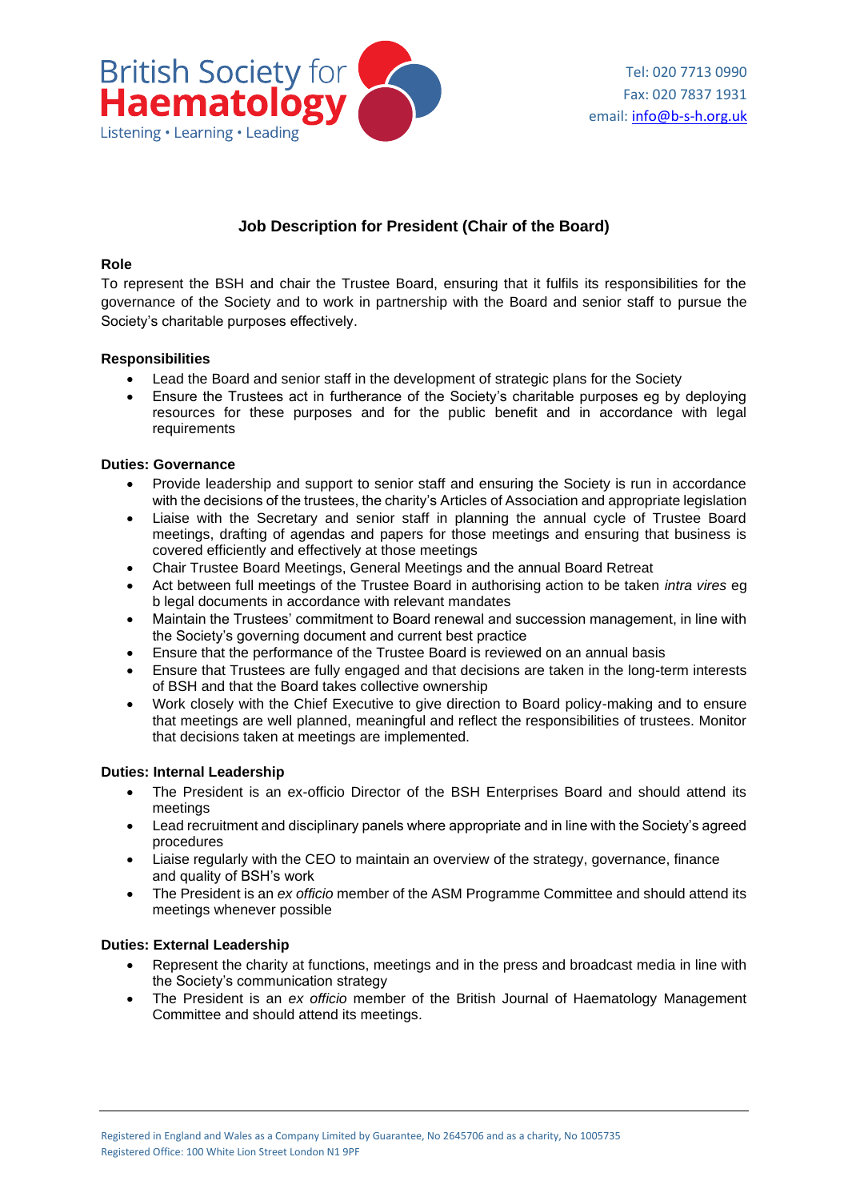British Society for Haematology
Listening • Learning • Leading

Tel: 020 7713 0990
Fax: 020 7837 1931
email: info@b-s-h.org.uk

# Job Description for President (Chair of the Board)

**Role**

To represent the BSH and chair the Trustee Board, ensuring that it fulfils its responsibilities for the governance of the Society and to work in partnership with the Board and senior staff to pursue the Society's charitable purposes effectively.

**Responsibilities**

- Lead the Board and senior staff in the development of strategic plans for the Society
- Ensure the Trustees act in furtherance of the Society's charitable purposes eg by deploying resources for these purposes and for the public benefit and in accordance with legal requirements

**Duties: Governance**

- Provide leadership and support to senior staff and ensuring the Society is run in accordance with the decisions of the trustees, the charity's Articles of Association and appropriate legislation
- Liaise with the Secretary and senior staff in planning the annual cycle of Trustee Board meetings, drafting of agendas and papers for those meetings and ensuring that business is covered efficiently and effectively at those meetings
- Chair Trustee Board Meetings, General Meetings and the annual Board Retreat
- Act between full meetings of the Trustee Board in authorising action to be taken *intra vires* eg b legal documents in accordance with relevant mandates
- Maintain the Trustees' commitment to Board renewal and succession management, in line with the Society's governing document and current best practice
- Ensure that the performance of the Trustee Board is reviewed on an annual basis
- Ensure that Trustees are fully engaged and that decisions are taken in the long-term interests of BSH and that the Board takes collective ownership
- Work closely with the Chief Executive to give direction to Board policy-making and to ensure that meetings are well planned, meaningful and reflect the responsibilities of trustees. Monitor that decisions taken at meetings are implemented.

**Duties: Internal Leadership**

- The President is an ex-officio Director of the BSH Enterprises Board and should attend its meetings
- Lead recruitment and disciplinary panels where appropriate and in line with the Society's agreed procedures
- Liaise regularly with the CEO to maintain an overview of the strategy, governance, finance and quality of BSH's work
- The President is an *ex officio* member of the ASM Programme Committee and should attend its meetings whenever possible

**Duties: External Leadership**

- Represent the charity at functions, meetings and in the press and broadcast media in line with the Society's communication strategy
- The President is an *ex officio* member of the British Journal of Haematology Management Committee and should attend its meetings.

Registered in England and Wales as a Company Limited by Guarantee, No 2645706 and as a charity, No 1005735
Registered Office: 100 White Lion Street London N1 9PF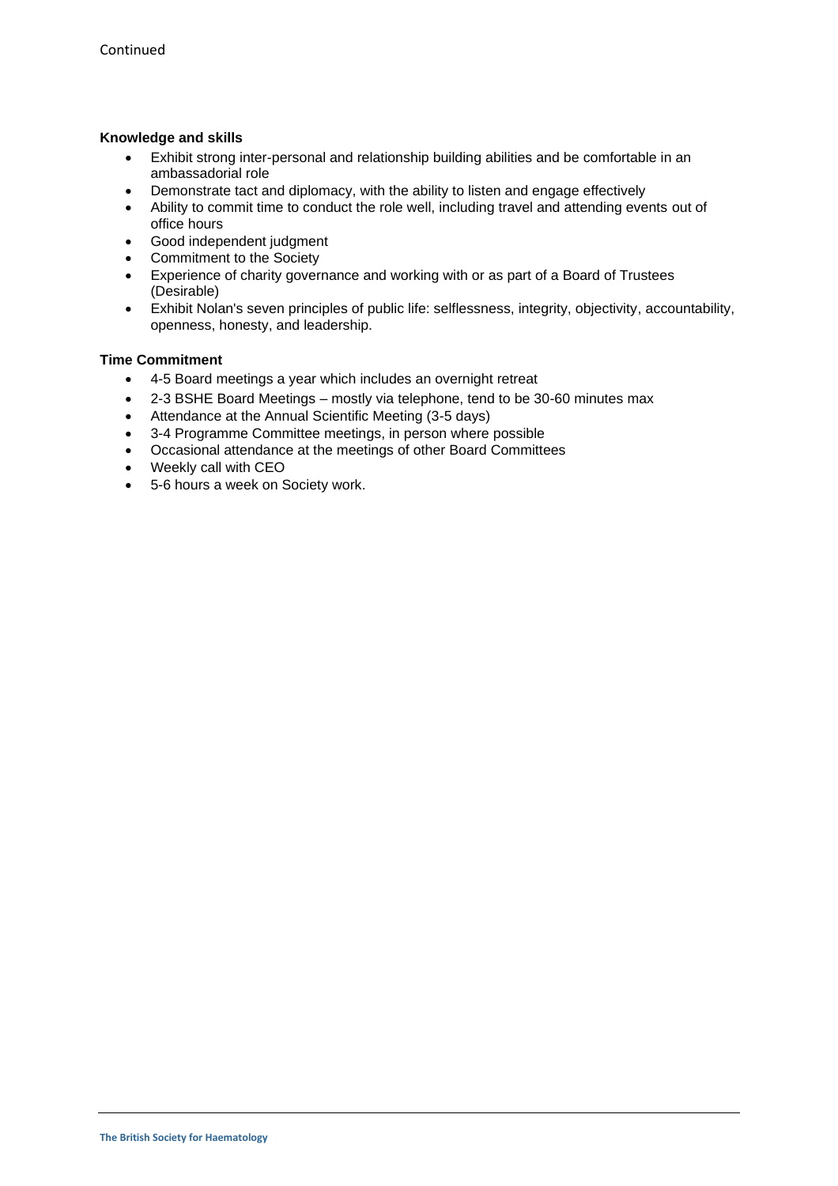Continued

**Knowledge and skills**

- Exhibit strong inter-personal and relationship building abilities and be comfortable in an ambassadorial role
- Demonstrate tact and diplomacy, with the ability to listen and engage effectively
- Ability to commit time to conduct the role well, including travel and attending events out of office hours
- Good independent judgment
- Commitment to the Society
- Experience of charity governance and working with or as part of a Board of Trustees (Desirable)
- Exhibit Nolan's seven principles of public life: selflessness, integrity, objectivity, accountability, openness, honesty, and leadership.

**Time Commitment**

- 4-5 Board meetings a year which includes an overnight retreat
- 2-3 BSHE Board Meetings – mostly via telephone, tend to be 30-60 minutes max
- Attendance at the Annual Scientific Meeting (3-5 days)
- 3-4 Programme Committee meetings, in person where possible
- Occasional attendance at the meetings of other Board Committees
- Weekly call with CEO
- 5-6 hours a week on Society work.